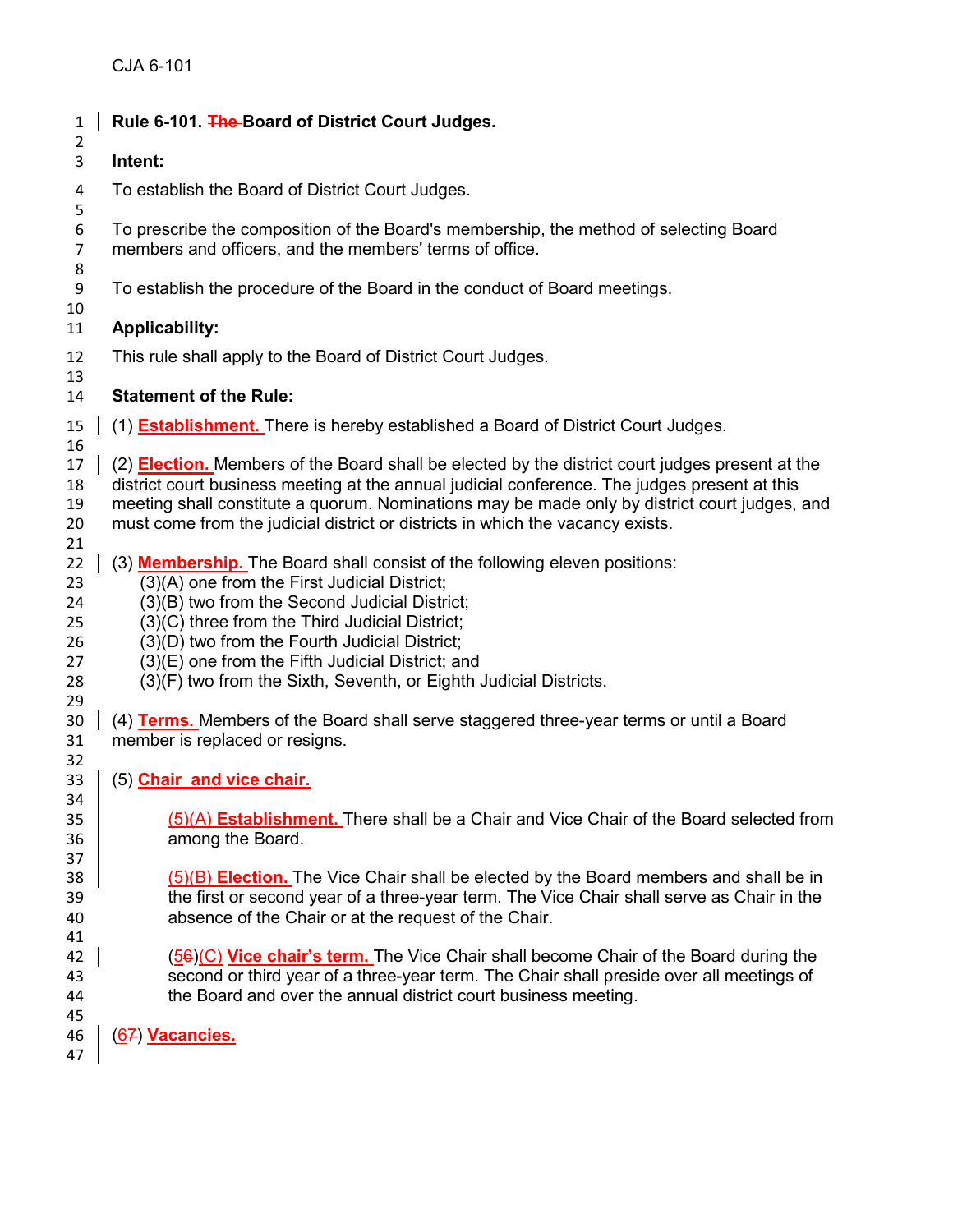# Rule 6-101. ~~The~~ Board of District Court Judges.

**Intent:**

To establish the Board of District Court Judges.

To prescribe the composition of the Board's membership, the method of selecting Board members and officers, and the members' terms of office.

To establish the procedure of the Board in the conduct of Board meetings.

**Applicability:**

This rule shall apply to the Board of District Court Judges.

**Statement of the Rule:**

(1) **Establishment.** There is hereby established a Board of District Court Judges.

(2) **Election.** Members of the Board shall be elected by the district court judges present at the district court business meeting at the annual judicial conference. The judges present at this meeting shall constitute a quorum. Nominations may be made only by district court judges, and must come from the judicial district or districts in which the vacancy exists.

(3) **Membership.** The Board shall consist of the following eleven positions:

- (3)(A) one from the First Judicial District;
- (3)(B) two from the Second Judicial District;
- (3)(C) three from the Third Judicial District;
- (3)(D) two from the Fourth Judicial District;
- (3)(E) one from the Fifth Judicial District; and
- (3)(F) two from the Sixth, Seventh, or Eighth Judicial Districts.

(4) **Terms.** Members of the Board shall serve staggered three-year terms or until a Board member is replaced or resigns.

(5) **Chair and vice chair.**

> (5)(A) **Establishment.** There shall be a Chair and Vice Chair of the Board selected from among the Board.
>
> (5)(B) **Election.** The Vice Chair shall be elected by the Board members and shall be in the first or second year of a three-year term. The Vice Chair shall serve as Chair in the absence of the Chair or at the request of the Chair.
>
> (5~~6~~)(C) **Vice chair's term.** The Vice Chair shall become Chair of the Board during the second or third year of a three-year term. The Chair shall preside over all meetings of the Board and over the annual district court business meeting.

(6~~7~~) **Vacancies.**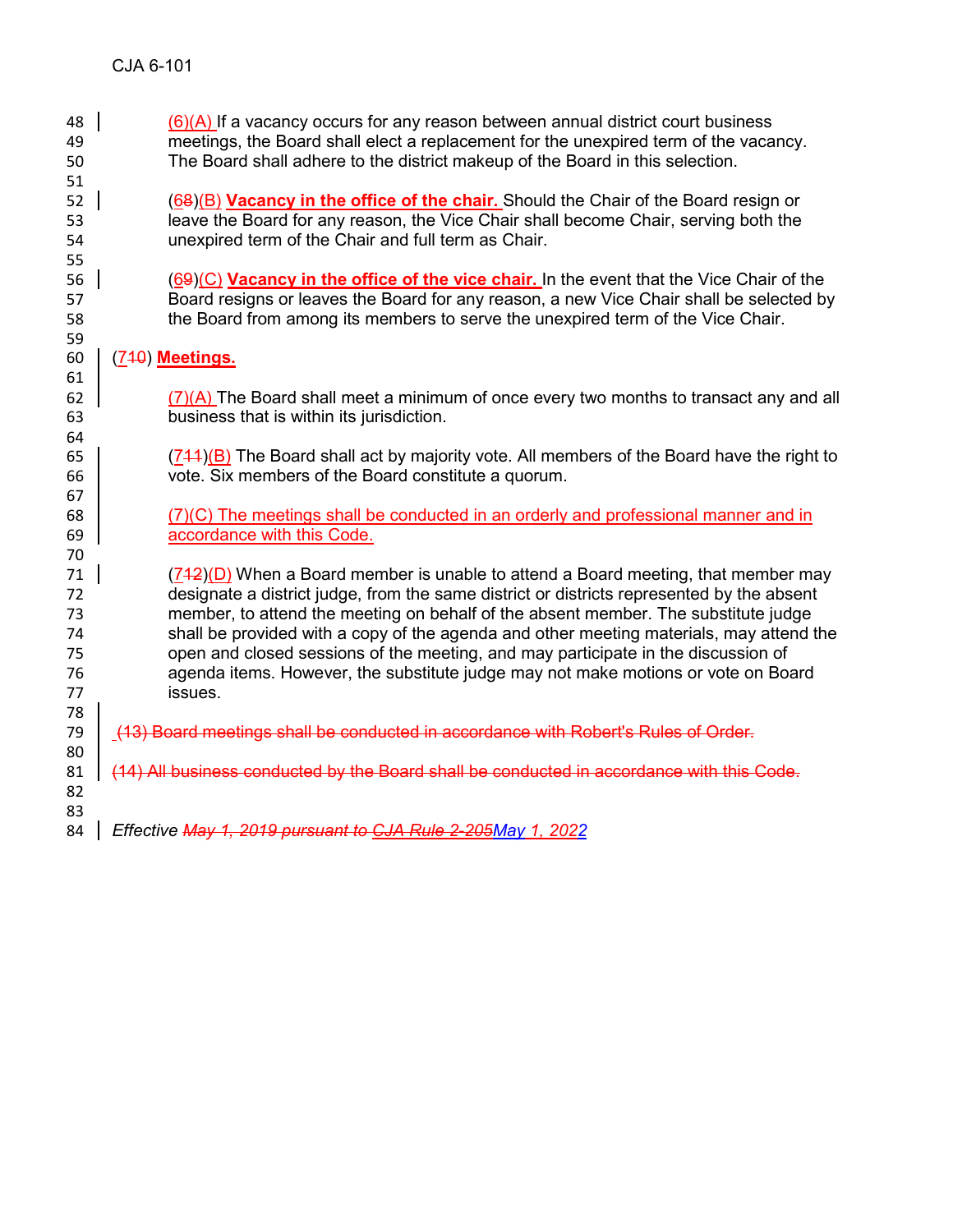(6)(A) If a vacancy occurs for any reason between annual district court business meetings, the Board shall elect a replacement for the unexpired term of the vacancy. The Board shall adhere to the district makeup of the Board in this selection.

(~~8~~6)(B) **Vacancy in the office of the chair.** Should the Chair of the Board resign or leave the Board for any reason, the Vice Chair shall become Chair, serving both the unexpired term of the Chair and full term as Chair.

(~~9~~6)(C) **Vacancy in the office of the vice chair.** In the event that the Vice Chair of the Board resigns or leaves the Board for any reason, a new Vice Chair shall be selected by the Board from among its members to serve the unexpired term of the Vice Chair.

(~~10~~7) **Meetings.**

(7)(A) The Board shall meet a minimum of once every two months to transact any and all business that is within its jurisdiction.

(~~11~~7)(B) The Board shall act by majority vote. All members of the Board have the right to vote. Six members of the Board constitute a quorum.

(7)(C) The meetings shall be conducted in an orderly and professional manner and in accordance with this Code.

(~~12~~7)(D) When a Board member is unable to attend a Board meeting, that member may designate a district judge, from the same district or districts represented by the absent member, to attend the meeting on behalf of the absent member. The substitute judge shall be provided with a copy of the agenda and other meeting materials, may attend the open and closed sessions of the meeting, and may participate in the discussion of agenda items. However, the substitute judge may not make motions or vote on Board issues.

~~(13) Board meetings shall be conducted in accordance with Robert's Rules of Order.~~

~~(14) All business conducted by the Board shall be conducted in accordance with this Code.~~

*Effective ~~May 1, 2019 pursuant to CJA Rule 2-205~~May 1, 2022*